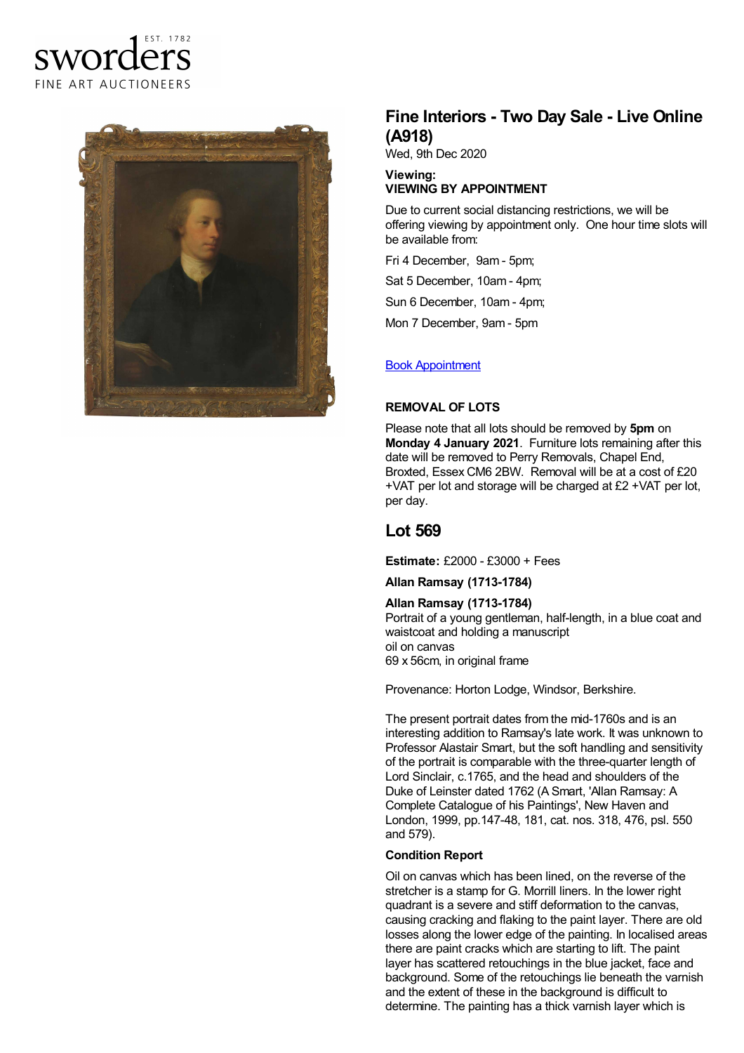sworders
EST. 1782
FINE ART AUCTIONEERS

# Fine Interiors - Two Day Sale - Live Online (A918)

Wed, 9th Dec 2020

**Viewing:**
**VIEWING BY APPOINTMENT**

Due to current social distancing restrictions, we will be offering viewing by appointment only. One hour time slots will be available from:

Fri 4 December, 9am - 5pm;

Sat 5 December, 10am - 4pm;

Sun 6 December, 10am - 4pm;

Mon 7 December, 9am - 5pm

Book Appointment

**REMOVAL OF LOTS**

Please note that all lots should be removed by **5pm** on **Monday 4 January 2021**. Furniture lots remaining after this date will be removed to Perry Removals, Chapel End, Broxted, Essex CM6 2BW. Removal will be at a cost of £20 +VAT per lot and storage will be charged at £2 +VAT per lot, per day.

## Lot 569

**Estimate:** £2000 - £3000 + Fees

**Allan Ramsay (1713-1784)**

**Allan Ramsay (1713-1784)**
Portrait of a young gentleman, half-length, in a blue coat and waistcoat and holding a manuscript
oil on canvas
69 x 56cm, in original frame

Provenance: Horton Lodge, Windsor, Berkshire.

The present portrait dates from the mid-1760s and is an interesting addition to Ramsay's late work. It was unknown to Professor Alastair Smart, but the soft handling and sensitivity of the portrait is comparable with the three-quarter length of Lord Sinclair, c.1765, and the head and shoulders of the Duke of Leinster dated 1762 (A Smart, 'Allan Ramsay: A Complete Catalogue of his Paintings', New Haven and London, 1999, pp.147-48, 181, cat. nos. 318, 476, psl. 550 and 579).

**Condition Report**

Oil on canvas which has been lined, on the reverse of the stretcher is a stamp for G. Morrill liners. In the lower right quadrant is a severe and stiff deformation to the canvas, causing cracking and flaking to the paint layer. There are old losses along the lower edge of the painting. In localised areas there are paint cracks which are starting to lift. The paint layer has scattered retouchings in the blue jacket, face and background. Some of the retouchings lie beneath the varnish and the extent of these in the background is difficult to determine. The painting has a thick varnish layer which is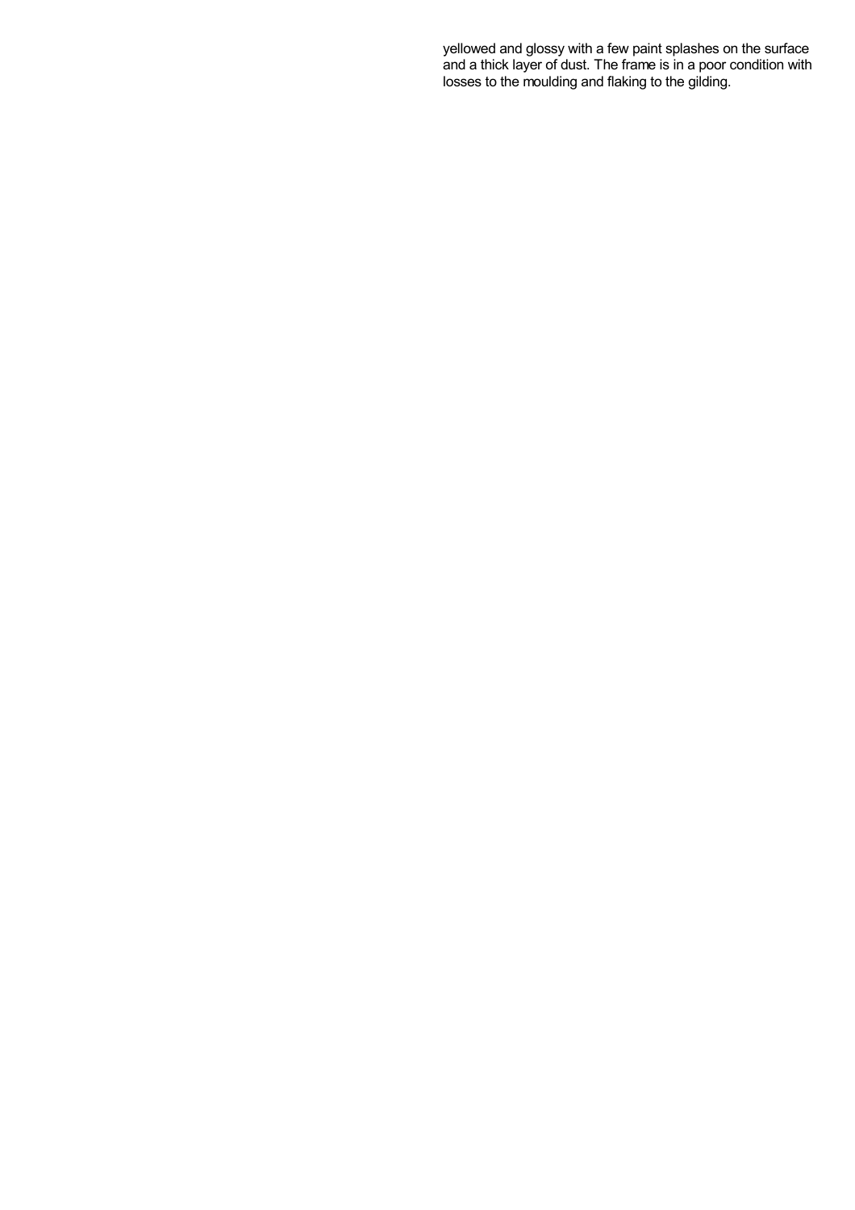yellowed and glossy with a few paint splashes on the surface and a thick layer of dust. The frame is in a poor condition with losses to the moulding and flaking to the gilding.